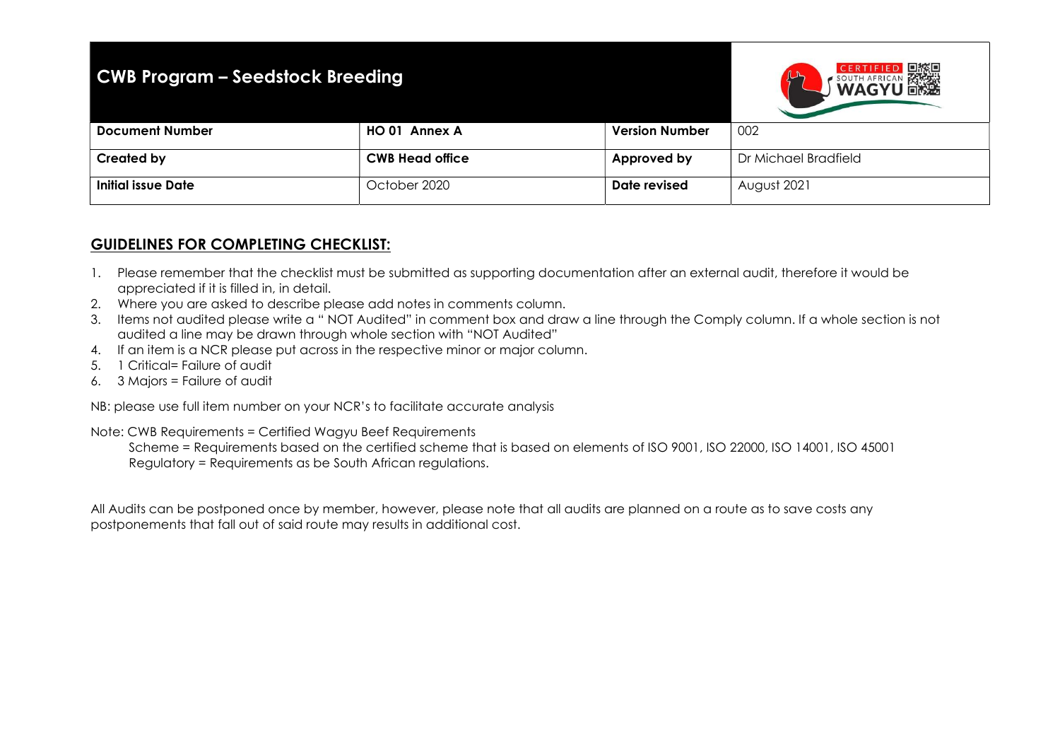| CWB Program – Seedstock Breeding | | | |
|---|---|---|---|
| **Document Number** | **HO 01 Annex A** | **Version Number** | 002 |
| **Created by** | **CWB Head office** | **Approved by** | Dr Michael Bradfield |
| **Initial issue Date** | October 2020 | **Date revised** | August 2021 |

## GUIDELINES FOR COMPLETING CHECKLIST:

1. Please remember that the checklist must be submitted as supporting documentation after an external audit, therefore it would be appreciated if it is filled in, in detail.
2. Where you are asked to describe please add notes in comments column.
3. Items not audited please write a " NOT Audited" in comment box and draw a line through the Comply column. If a whole section is not audited a line may be drawn through whole section with "NOT Audited"
4. If an item is a NCR please put across in the respective minor or major column.
5. 1 Critical= Failure of audit
6. 3 Majors = Failure of audit

NB: please use full item number on your NCR's to facilitate accurate analysis

Note: CWB Requirements = Certified Wagyu Beef Requirements
Scheme = Requirements based on the certified scheme that is based on elements of ISO 9001, ISO 22000, ISO 14001, ISO 45001
Regulatory = Requirements as be South African regulations.

All Audits can be postponed once by member, however, please note that all audits are planned on a route as to save costs any postponements that fall out of said route may results in additional cost.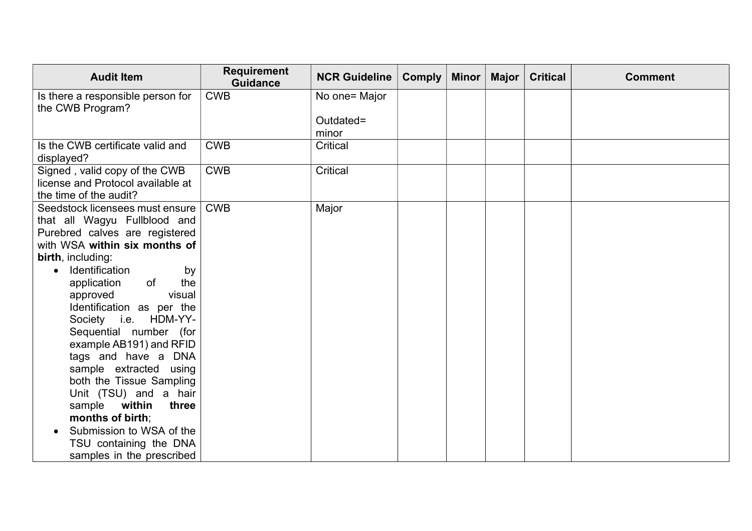| Audit Item | Requirement Guidance | NCR Guideline | Comply | Minor | Major | Critical | Comment |
|---|---|---|---|---|---|---|---|
| Is there a responsible person for the CWB Program? | CWB | No one= Major<br><br>Outdated= minor | | | | | |
| Is the CWB certificate valid and displayed? | CWB | Critical | | | | | |
| Signed , valid copy of the CWB license and Protocol available at the time of the audit? | CWB | Critical | | | | | |
| Seedstock licensees must ensure that all Wagyu Fullblood and Purebred calves are registered with WSA **within six months of birth**, including:<br>• Identification by application of the approved visual Identification as per the Society i.e. HDM-YY-Sequential number (for example AB191) and RFID tags and have a DNA sample extracted using both the Tissue Sampling Unit (TSU) and a hair sample **within three months of birth**;<br>• Submission to WSA of the TSU containing the DNA samples in the prescribed | CWB | Major | | | | | |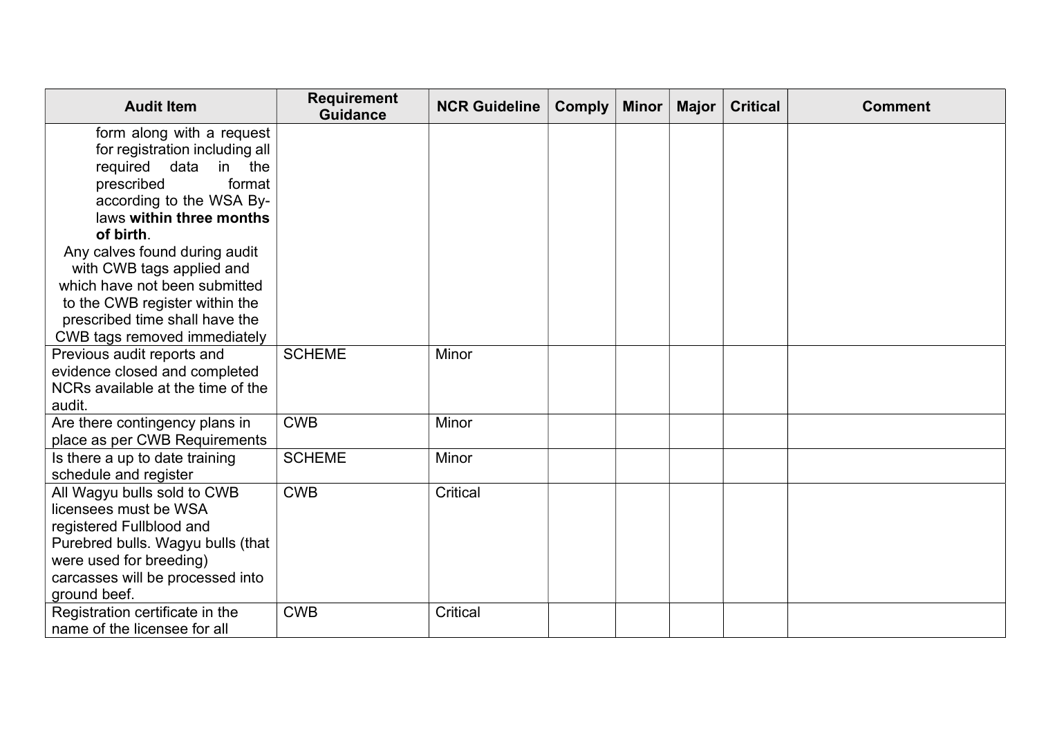| Audit Item | Requirement Guidance | NCR Guideline | Comply | Minor | Major | Critical | Comment |
|---|---|---|---|---|---|---|---|
| form along with a request for registration including all required data in the prescribed format according to the WSA By-laws **within three months of birth**. Any calves found during audit with CWB tags applied and which have not been submitted to the CWB register within the prescribed time shall have the CWB tags removed immediately | | | | | | | |
| Previous audit reports and evidence closed and completed NCRs available at the time of the audit. | SCHEME | Minor | | | | | |
| Are there contingency plans in place as per CWB Requirements | CWB | Minor | | | | | |
| Is there a up to date training schedule and register | SCHEME | Minor | | | | | |
| All Wagyu bulls sold to CWB licensees must be WSA registered Fullblood and Purebred bulls. Wagyu bulls (that were used for breeding) carcasses will be processed into ground beef. | CWB | Critical | | | | | |
| Registration certificate in the name of the licensee for all | CWB | Critical | | | | | |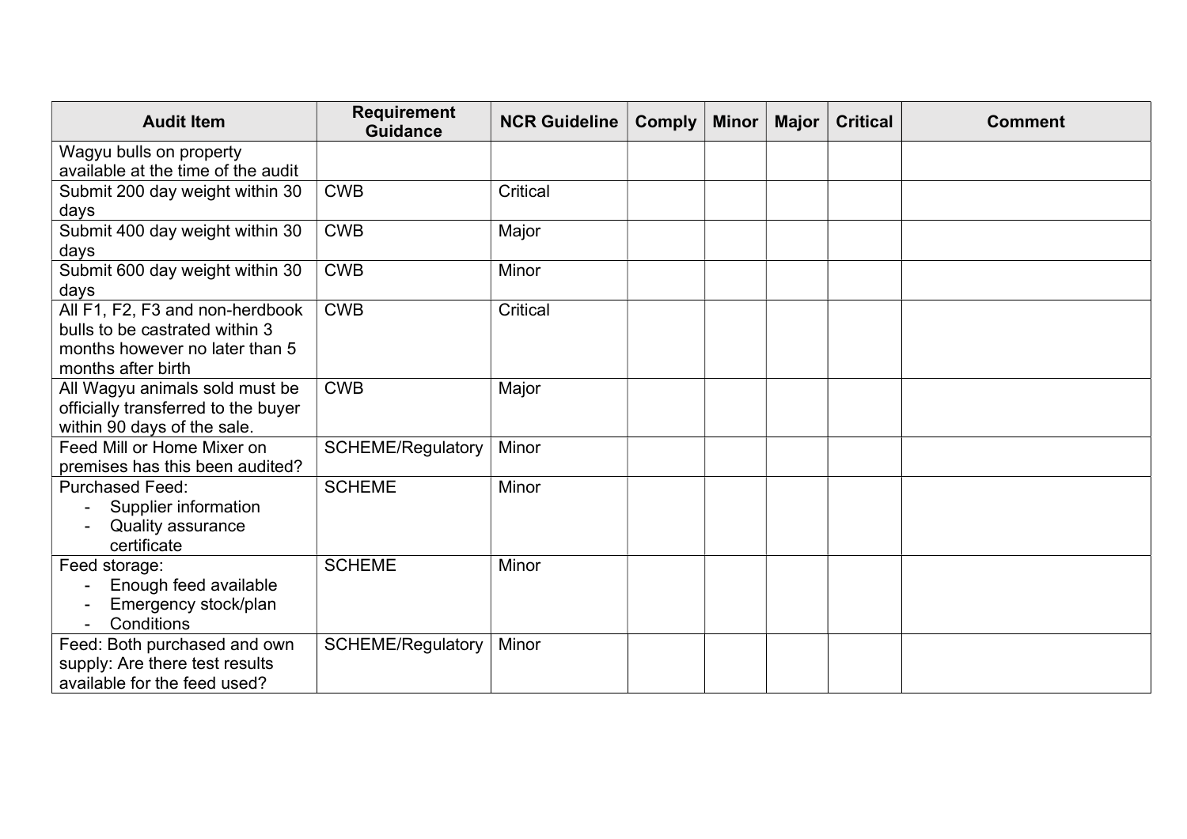| Audit Item | Requirement Guidance | NCR Guideline | Comply | Minor | Major | Critical | Comment |
|---|---|---|---|---|---|---|---|
| Wagyu bulls on property available at the time of the audit | | | | | | | |
| Submit 200 day weight within 30 days | CWB | Critical | | | | | |
| Submit 400 day weight within 30 days | CWB | Major | | | | | |
| Submit 600 day weight within 30 days | CWB | Minor | | | | | |
| All F1, F2, F3 and non-herdbook bulls to be castrated within 3 months however no later than 5 months after birth | CWB | Critical | | | | | |
| All Wagyu animals sold must be officially transferred to the buyer within 90 days of the sale. | CWB | Major | | | | | |
| Feed Mill or Home Mixer on premises has this been audited? | SCHEME/Regulatory | Minor | | | | | |
| Purchased Feed: <br>- Supplier information <br>- Quality assurance certificate | SCHEME | Minor | | | | | |
| Feed storage: <br>- Enough feed available <br>- Emergency stock/plan <br>- Conditions | SCHEME | Minor | | | | | |
| Feed: Both purchased and own supply: Are there test results available for the feed used? | SCHEME/Regulatory | Minor | | | | | |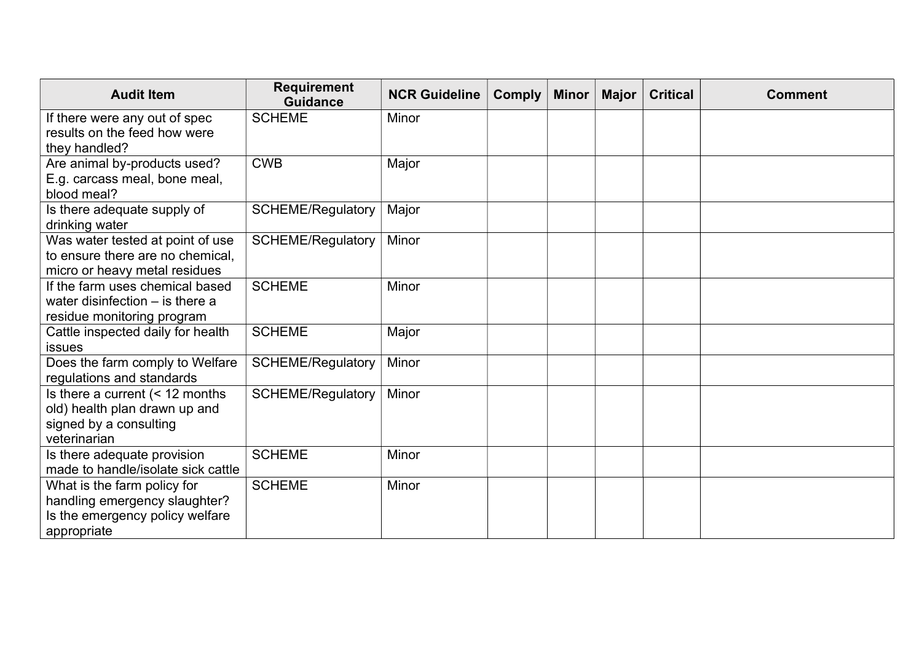| Audit Item | Requirement Guidance | NCR Guideline | Comply | Minor | Major | Critical | Comment |
|---|---|---|---|---|---|---|---|
| If there were any out of spec results on the feed how were they handled? | SCHEME | Minor | | | | | |
| Are animal by-products used? E.g. carcass meal, bone meal, blood meal? | CWB | Major | | | | | |
| Is there adequate supply of drinking water | SCHEME/Regulatory | Major | | | | | |
| Was water tested at point of use to ensure there are no chemical, micro or heavy metal residues | SCHEME/Regulatory | Minor | | | | | |
| If the farm uses chemical based water disinfection – is there a residue monitoring program | SCHEME | Minor | | | | | |
| Cattle inspected daily for health issues | SCHEME | Major | | | | | |
| Does the farm comply to Welfare regulations and standards | SCHEME/Regulatory | Minor | | | | | |
| Is there a current (< 12 months old) health plan drawn up and signed by a consulting veterinarian | SCHEME/Regulatory | Minor | | | | | |
| Is there adequate provision made to handle/isolate sick cattle | SCHEME | Minor | | | | | |
| What is the farm policy for handling emergency slaughter? Is the emergency policy welfare appropriate | SCHEME | Minor | | | | | |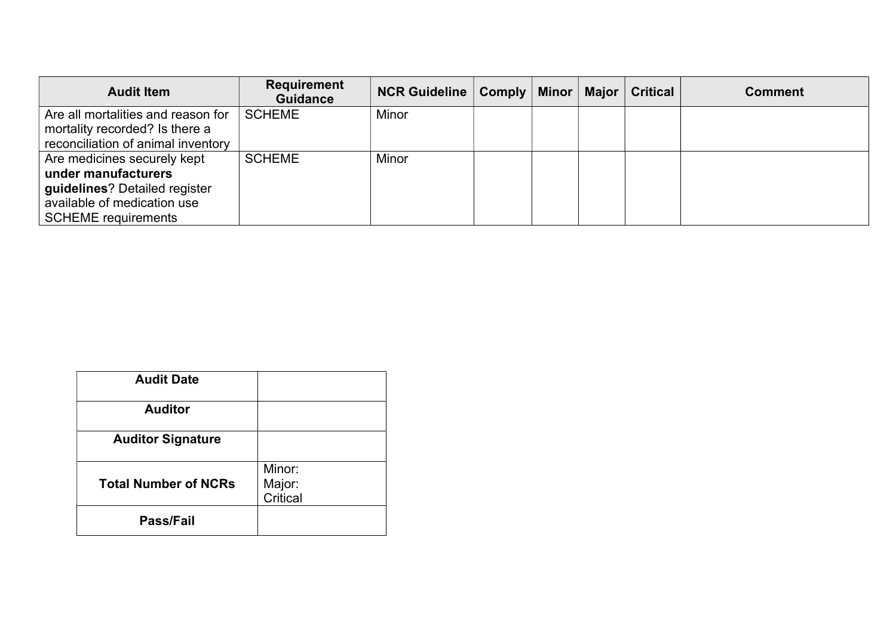| Audit Item | Requirement Guidance | NCR Guideline | Comply | Minor | Major | Critical | Comment |
|---|---|---|---|---|---|---|---|
| Are all mortalities and reason for mortality recorded? Is there a reconciliation of animal inventory | SCHEME | Minor | | | | | |
| Are medicines securely kept **under manufacturers guidelines**? Detailed register available of medication use SCHEME requirements | SCHEME | Minor | | | | | |

| | |
|---|---|
| **Audit Date** | |
| **Auditor** | |
| **Auditor Signature** | |
| **Total Number of NCRs** | Minor:<br>Major:<br>Critical |
| **Pass/Fail** | |